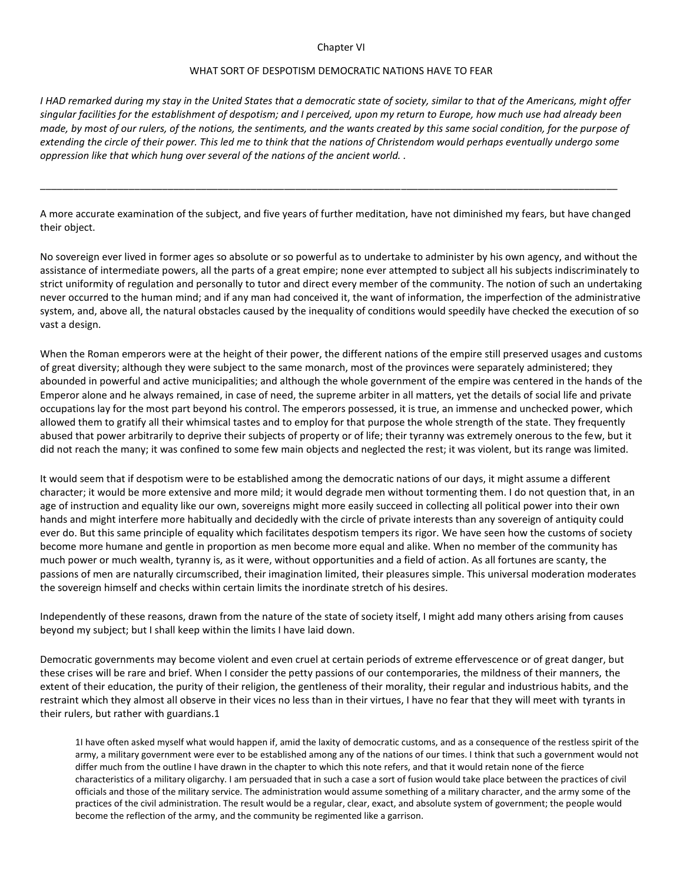Chapter VI

# WHAT SORT OF DESPOTISM DEMOCRATIC NATIONS HAVE TO FEAR

*I HAD remarked during my stay in the United States that a democratic state of society, similar to that of the Americans, might offer singular facilities for the establishment of despotism; and I perceived, upon my return to Europe, how much use had already been made, by most of our rulers, of the notions, the sentiments, and the wants created by this same social condition, for the purpose of extending the circle of their power. This led me to think that the nations of Christendom would perhaps eventually undergo some oppression like that which hung over several of the nations of the ancient world.* .

---

A more accurate examination of the subject, and five years of further meditation, have not diminished my fears, but have changed their object.

No sovereign ever lived in former ages so absolute or so powerful as to undertake to administer by his own agency, and without the assistance of intermediate powers, all the parts of a great empire; none ever attempted to subject all his subjects indiscriminately to strict uniformity of regulation and personally to tutor and direct every member of the community. The notion of such an undertaking never occurred to the human mind; and if any man had conceived it, the want of information, the imperfection of the administrative system, and, above all, the natural obstacles caused by the inequality of conditions would speedily have checked the execution of so vast a design.

When the Roman emperors were at the height of their power, the different nations of the empire still preserved usages and customs of great diversity; although they were subject to the same monarch, most of the provinces were separately administered; they abounded in powerful and active municipalities; and although the whole government of the empire was centered in the hands of the Emperor alone and he always remained, in case of need, the supreme arbiter in all matters, yet the details of social life and private occupations lay for the most part beyond his control. The emperors possessed, it is true, an immense and unchecked power, which allowed them to gratify all their whimsical tastes and to employ for that purpose the whole strength of the state. They frequently abused that power arbitrarily to deprive their subjects of property or of life; their tyranny was extremely onerous to the few, but it did not reach the many; it was confined to some few main objects and neglected the rest; it was violent, but its range was limited.

It would seem that if despotism were to be established among the democratic nations of our days, it might assume a different character; it would be more extensive and more mild; it would degrade men without tormenting them. I do not question that, in an age of instruction and equality like our own, sovereigns might more easily succeed in collecting all political power into their own hands and might interfere more habitually and decidedly with the circle of private interests than any sovereign of antiquity could ever do. But this same principle of equality which facilitates despotism tempers its rigor. We have seen how the customs of society become more humane and gentle in proportion as men become more equal and alike. When no member of the community has much power or much wealth, tyranny is, as it were, without opportunities and a field of action. As all fortunes are scanty, the passions of men are naturally circumscribed, their imagination limited, their pleasures simple. This universal moderation moderates the sovereign himself and checks within certain limits the inordinate stretch of his desires.

Independently of these reasons, drawn from the nature of the state of society itself, I might add many others arising from causes beyond my subject; but I shall keep within the limits I have laid down.

Democratic governments may become violent and even cruel at certain periods of extreme effervescence or of great danger, but these crises will be rare and brief. When I consider the petty passions of our contemporaries, the mildness of their manners, the extent of their education, the purity of their religion, the gentleness of their morality, their regular and industrious habits, and the restraint which they almost all observe in their vices no less than in their virtues, I have no fear that they will meet with tyrants in their rulers, but rather with guardians.[1]

> [1] I have often asked myself what would happen if, amid the laxity of democratic customs, and as a consequence of the restless spirit of the army, a military government were ever to be established among any of the nations of our times. I think that such a government would not differ much from the outline I have drawn in the chapter to which this note refers, and that it would retain none of the fierce characteristics of a military oligarchy. I am persuaded that in such a case a sort of fusion would take place between the practices of civil officials and those of the military service. The administration would assume something of a military character, and the army some of the practices of the civil administration. The result would be a regular, clear, exact, and absolute system of government; the people would become the reflection of the army, and the community be regimented like a garrison.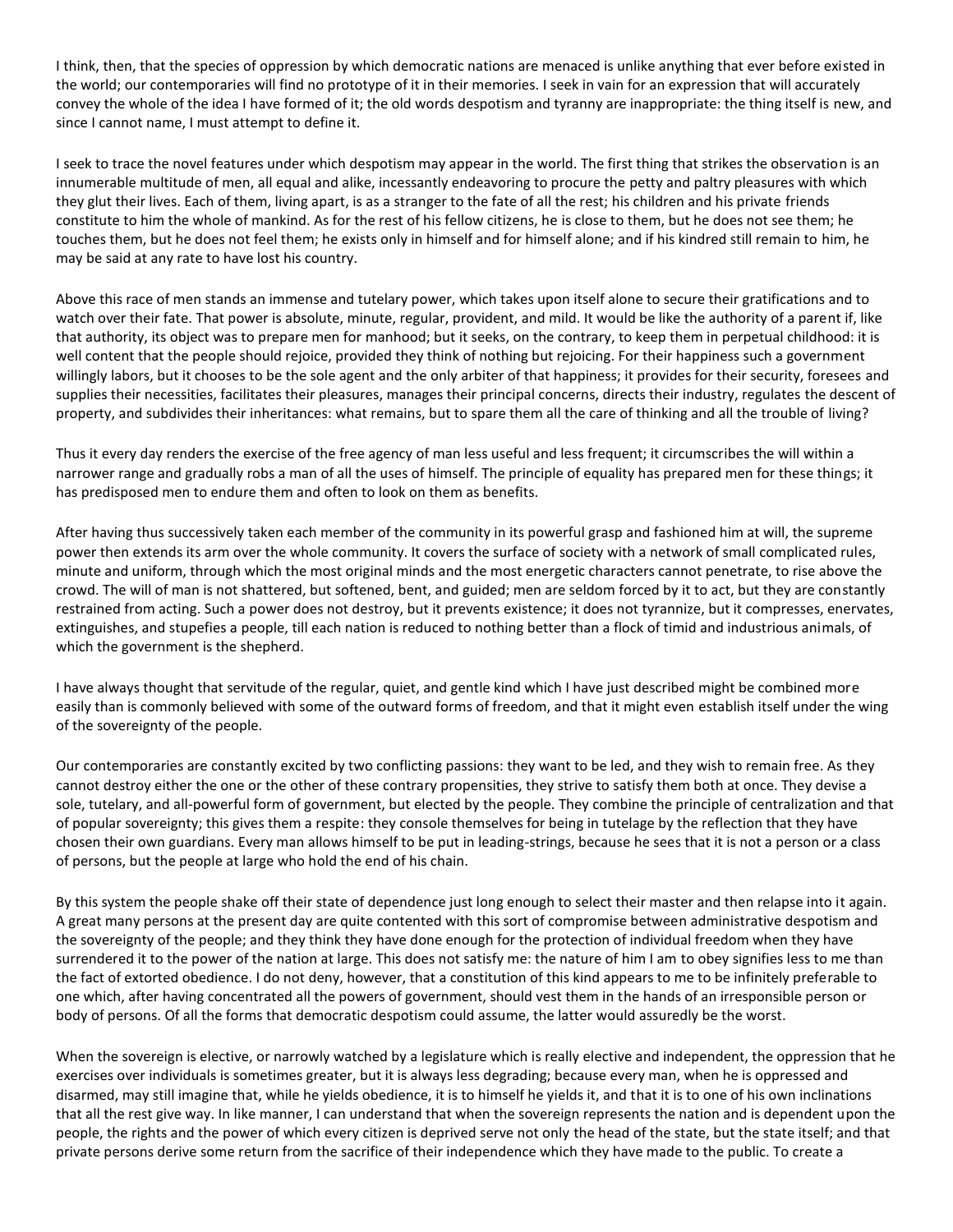I think, then, that the species of oppression by which democratic nations are menaced is unlike anything that ever before existed in the world; our contemporaries will find no prototype of it in their memories. I seek in vain for an expression that will accurately convey the whole of the idea I have formed of it; the old words despotism and tyranny are inappropriate: the thing itself is new, and since I cannot name, I must attempt to define it.

I seek to trace the novel features under which despotism may appear in the world. The first thing that strikes the observation is an innumerable multitude of men, all equal and alike, incessantly endeavoring to procure the petty and paltry pleasures with which they glut their lives. Each of them, living apart, is as a stranger to the fate of all the rest; his children and his private friends constitute to him the whole of mankind. As for the rest of his fellow citizens, he is close to them, but he does not see them; he touches them, but he does not feel them; he exists only in himself and for himself alone; and if his kindred still remain to him, he may be said at any rate to have lost his country.

Above this race of men stands an immense and tutelary power, which takes upon itself alone to secure their gratifications and to watch over their fate. That power is absolute, minute, regular, provident, and mild. It would be like the authority of a parent if, like that authority, its object was to prepare men for manhood; but it seeks, on the contrary, to keep them in perpetual childhood: it is well content that the people should rejoice, provided they think of nothing but rejoicing. For their happiness such a government willingly labors, but it chooses to be the sole agent and the only arbiter of that happiness; it provides for their security, foresees and supplies their necessities, facilitates their pleasures, manages their principal concerns, directs their industry, regulates the descent of property, and subdivides their inheritances: what remains, but to spare them all the care of thinking and all the trouble of living?

Thus it every day renders the exercise of the free agency of man less useful and less frequent; it circumscribes the will within a narrower range and gradually robs a man of all the uses of himself. The principle of equality has prepared men for these things; it has predisposed men to endure them and often to look on them as benefits.

After having thus successively taken each member of the community in its powerful grasp and fashioned him at will, the supreme power then extends its arm over the whole community. It covers the surface of society with a network of small complicated rules, minute and uniform, through which the most original minds and the most energetic characters cannot penetrate, to rise above the crowd. The will of man is not shattered, but softened, bent, and guided; men are seldom forced by it to act, but they are constantly restrained from acting. Such a power does not destroy, but it prevents existence; it does not tyrannize, but it compresses, enervates, extinguishes, and stupefies a people, till each nation is reduced to nothing better than a flock of timid and industrious animals, of which the government is the shepherd.

I have always thought that servitude of the regular, quiet, and gentle kind which I have just described might be combined more easily than is commonly believed with some of the outward forms of freedom, and that it might even establish itself under the wing of the sovereignty of the people.

Our contemporaries are constantly excited by two conflicting passions: they want to be led, and they wish to remain free. As they cannot destroy either the one or the other of these contrary propensities, they strive to satisfy them both at once. They devise a sole, tutelary, and all-powerful form of government, but elected by the people. They combine the principle of centralization and that of popular sovereignty; this gives them a respite: they console themselves for being in tutelage by the reflection that they have chosen their own guardians. Every man allows himself to be put in leading-strings, because he sees that it is not a person or a class of persons, but the people at large who hold the end of his chain.

By this system the people shake off their state of dependence just long enough to select their master and then relapse into it again. A great many persons at the present day are quite contented with this sort of compromise between administrative despotism and the sovereignty of the people; and they think they have done enough for the protection of individual freedom when they have surrendered it to the power of the nation at large. This does not satisfy me: the nature of him I am to obey signifies less to me than the fact of extorted obedience. I do not deny, however, that a constitution of this kind appears to me to be infinitely preferable to one which, after having concentrated all the powers of government, should vest them in the hands of an irresponsible person or body of persons. Of all the forms that democratic despotism could assume, the latter would assuredly be the worst.

When the sovereign is elective, or narrowly watched by a legislature which is really elective and independent, the oppression that he exercises over individuals is sometimes greater, but it is always less degrading; because every man, when he is oppressed and disarmed, may still imagine that, while he yields obedience, it is to himself he yields it, and that it is to one of his own inclinations that all the rest give way. In like manner, I can understand that when the sovereign represents the nation and is dependent upon the people, the rights and the power of which every citizen is deprived serve not only the head of the state, but the state itself; and that private persons derive some return from the sacrifice of their independence which they have made to the public. To create a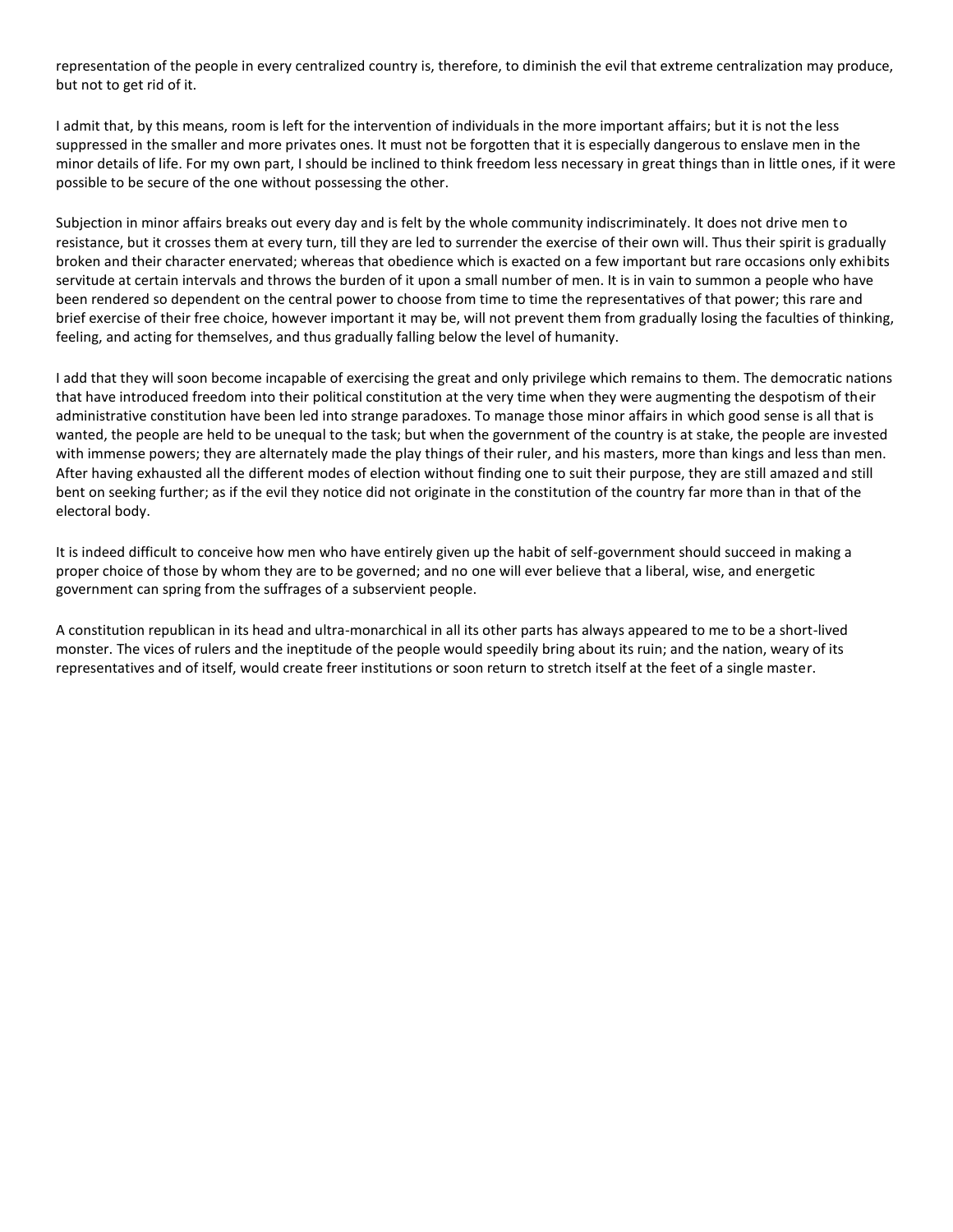representation of the people in every centralized country is, therefore, to diminish the evil that extreme centralization may produce, but not to get rid of it.

I admit that, by this means, room is left for the intervention of individuals in the more important affairs; but it is not the less suppressed in the smaller and more privates ones. It must not be forgotten that it is especially dangerous to enslave men in the minor details of life. For my own part, I should be inclined to think freedom less necessary in great things than in little ones, if it were possible to be secure of the one without possessing the other.

Subjection in minor affairs breaks out every day and is felt by the whole community indiscriminately. It does not drive men to resistance, but it crosses them at every turn, till they are led to surrender the exercise of their own will. Thus their spirit is gradually broken and their character enervated; whereas that obedience which is exacted on a few important but rare occasions only exhibits servitude at certain intervals and throws the burden of it upon a small number of men. It is in vain to summon a people who have been rendered so dependent on the central power to choose from time to time the representatives of that power; this rare and brief exercise of their free choice, however important it may be, will not prevent them from gradually losing the faculties of thinking, feeling, and acting for themselves, and thus gradually falling below the level of humanity.

I add that they will soon become incapable of exercising the great and only privilege which remains to them. The democratic nations that have introduced freedom into their political constitution at the very time when they were augmenting the despotism of their administrative constitution have been led into strange paradoxes. To manage those minor affairs in which good sense is all that is wanted, the people are held to be unequal to the task; but when the government of the country is at stake, the people are invested with immense powers; they are alternately made the play things of their ruler, and his masters, more than kings and less than men. After having exhausted all the different modes of election without finding one to suit their purpose, they are still amazed and still bent on seeking further; as if the evil they notice did not originate in the constitution of the country far more than in that of the electoral body.

It is indeed difficult to conceive how men who have entirely given up the habit of self-government should succeed in making a proper choice of those by whom they are to be governed; and no one will ever believe that a liberal, wise, and energetic government can spring from the suffrages of a subservient people.

A constitution republican in its head and ultra-monarchical in all its other parts has always appeared to me to be a short-lived monster. The vices of rulers and the ineptitude of the people would speedily bring about its ruin; and the nation, weary of its representatives and of itself, would create freer institutions or soon return to stretch itself at the feet of a single master.